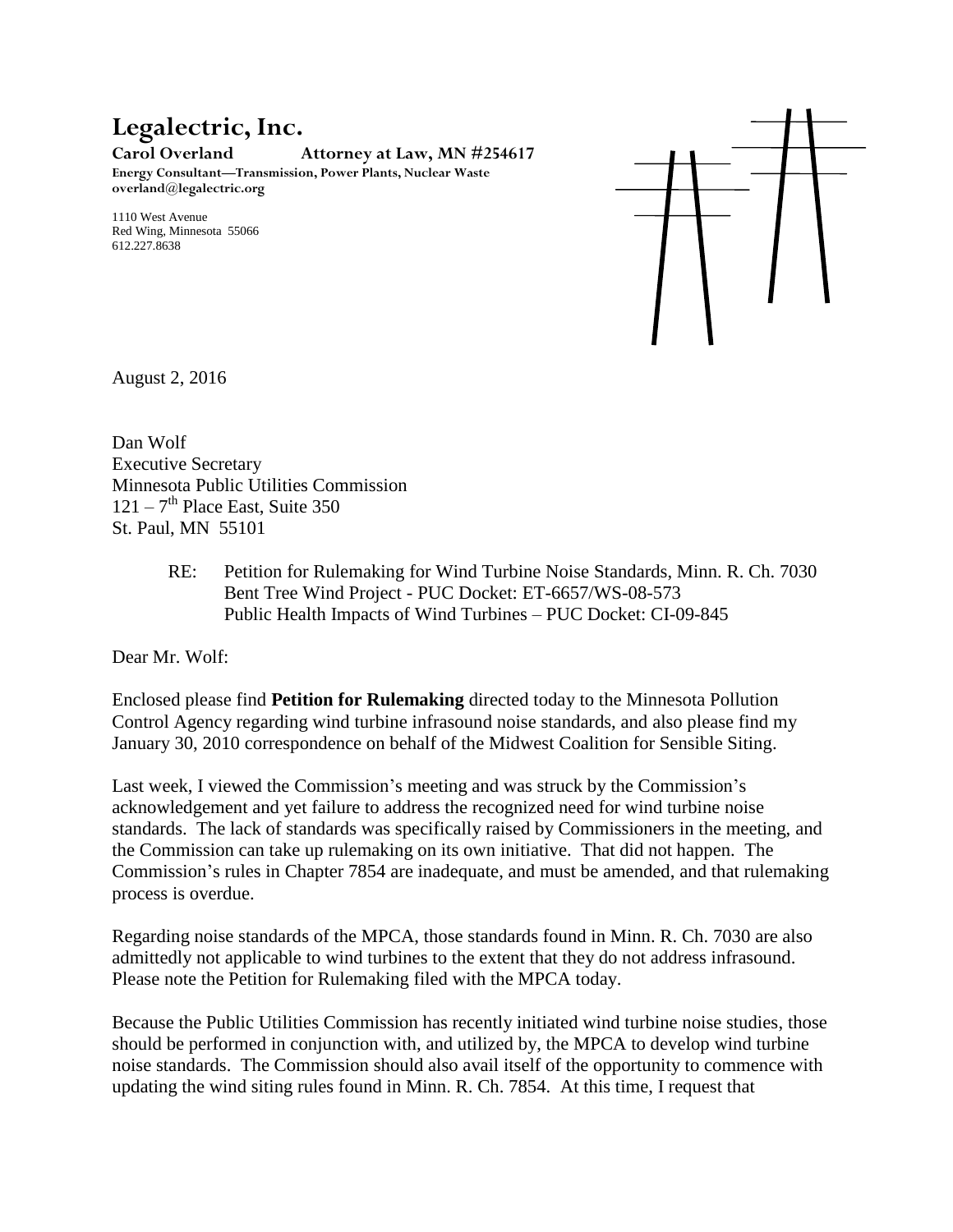# Legalectric, Inc.

**Carol Overland Attorney at Law, MN #254617**

**Energy Consultant—Transmission, Power Plants, Nuclear Waste**
**overland@legalectric.org**

1110 West Avenue
Red Wing, Minnesota 55066
612.227.8638

August 2, 2016

Dan Wolf
Executive Secretary
Minnesota Public Utilities Commission
121 – 7th Place East, Suite 350
St. Paul, MN 55101

> RE: Petition for Rulemaking for Wind Turbine Noise Standards, Minn. R. Ch. 7030
> Bent Tree Wind Project - PUC Docket: ET-6657/WS-08-573
> Public Health Impacts of Wind Turbines – PUC Docket: CI-09-845

Dear Mr. Wolf:

Enclosed please find **Petition for Rulemaking** directed today to the Minnesota Pollution Control Agency regarding wind turbine infrasound noise standards, and also please find my January 30, 2010 correspondence on behalf of the Midwest Coalition for Sensible Siting.

Last week, I viewed the Commission's meeting and was struck by the Commission's acknowledgement and yet failure to address the recognized need for wind turbine noise standards. The lack of standards was specifically raised by Commissioners in the meeting, and the Commission can take up rulemaking on its own initiative. That did not happen. The Commission's rules in Chapter 7854 are inadequate, and must be amended, and that rulemaking process is overdue.

Regarding noise standards of the MPCA, those standards found in Minn. R. Ch. 7030 are also admittedly not applicable to wind turbines to the extent that they do not address infrasound. Please note the Petition for Rulemaking filed with the MPCA today.

Because the Public Utilities Commission has recently initiated wind turbine noise studies, those should be performed in conjunction with, and utilized by, the MPCA to develop wind turbine noise standards. The Commission should also avail itself of the opportunity to commence with updating the wind siting rules found in Minn. R. Ch. 7854. At this time, I request that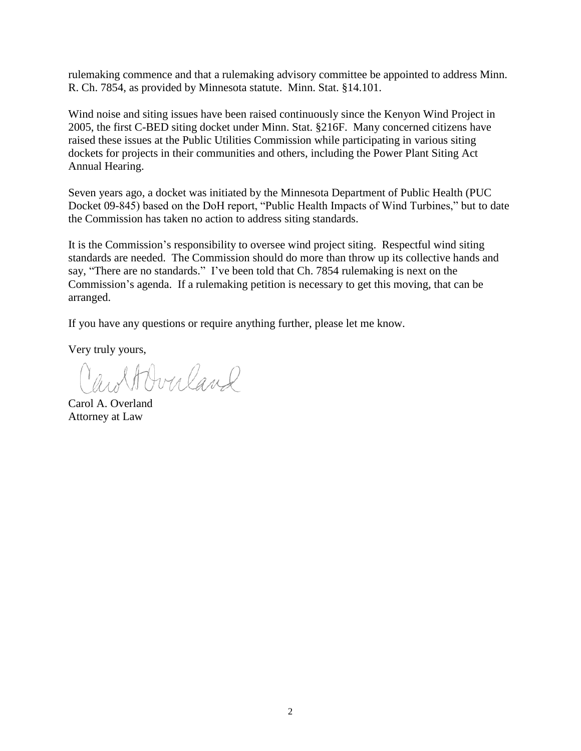rulemaking commence and that a rulemaking advisory committee be appointed to address Minn. R. Ch. 7854, as provided by Minnesota statute. Minn. Stat. §14.101.

Wind noise and siting issues have been raised continuously since the Kenyon Wind Project in 2005, the first C-BED siting docket under Minn. Stat. §216F. Many concerned citizens have raised these issues at the Public Utilities Commission while participating in various siting dockets for projects in their communities and others, including the Power Plant Siting Act Annual Hearing.

Seven years ago, a docket was initiated by the Minnesota Department of Public Health (PUC Docket 09-845) based on the DoH report, "Public Health Impacts of Wind Turbines," but to date the Commission has taken no action to address siting standards.

It is the Commission's responsibility to oversee wind project siting. Respectful wind siting standards are needed. The Commission should do more than throw up its collective hands and say, "There are no standards." I've been told that Ch. 7854 rulemaking is next on the Commission's agenda. If a rulemaking petition is necessary to get this moving, that can be arranged.

If you have any questions or require anything further, please let me know.

Very truly yours,

Carol A. Overland
Attorney at Law